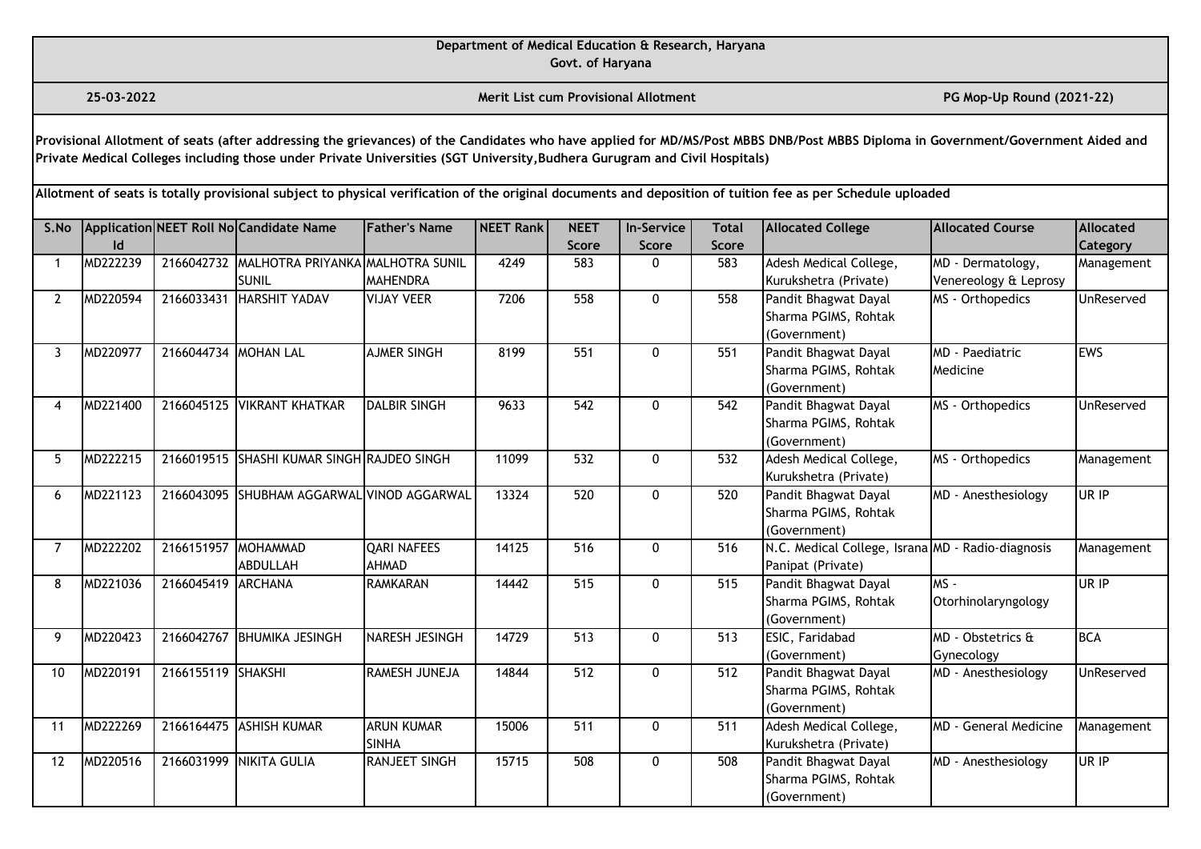**Department of Medical Education & Research, Haryana**
**Govt. of Haryana**

**25-03-2022** | **Merit List cum Provisional Allotment** | **PG Mop-Up Round (2021-22)**

**Provisional Allotment of seats (after addressing the grievances) of the Candidates who have applied for MD/MS/Post MBBS DNB/Post MBBS Diploma in Government/Government Aided and Private Medical Colleges including those under Private Universities (SGT University,Budhera Gurugram and Civil Hospitals)**

**Allotment of seats is totally provisional subject to physical verification of the original documents and deposition of tuition fee as per Schedule uploaded**

| S.No | Application Id | NEET Roll No | Candidate Name | Father's Name | NEET Rank | NEET Score | In-Service Score | Total Score | Allocated College | Allocated Course | Allocated Category |
|---|---|---|---|---|---|---|---|---|---|---|---|
| 1 | MD222239 | 2166042732 | MALHOTRA PRIYANKA SUNIL | MALHOTRA SUNIL MAHENDRA | 4249 | 583 | 0 | 583 | Adesh Medical College, Kurukshetra (Private) | MD - Dermatology, Venereology & Leprosy | Management |
| 2 | MD220594 | 2166033431 | HARSHIT YADAV | VIJAY VEER | 7206 | 558 | 0 | 558 | Pandit Bhagwat Dayal Sharma PGIMS, Rohtak (Government) | MS - Orthopedics | UnReserved |
| 3 | MD220977 | 2166044734 | MOHAN LAL | AJMER SINGH | 8199 | 551 | 0 | 551 | Pandit Bhagwat Dayal Sharma PGIMS, Rohtak (Government) | MD - Paediatric Medicine | EWS |
| 4 | MD221400 | 2166045125 | VIKRANT KHATKAR | DALBIR SINGH | 9633 | 542 | 0 | 542 | Pandit Bhagwat Dayal Sharma PGIMS, Rohtak (Government) | MS - Orthopedics | UnReserved |
| 5 | MD222215 | 2166019515 | SHASHI KUMAR SINGH | RAJDEO SINGH | 11099 | 532 | 0 | 532 | Adesh Medical College, Kurukshetra (Private) | MS - Orthopedics | Management |
| 6 | MD221123 | 2166043095 | SHUBHAM AGGARWAL | VINOD AGGARWAL | 13324 | 520 | 0 | 520 | Pandit Bhagwat Dayal Sharma PGIMS, Rohtak (Government) | MD - Anesthesiology | UR IP |
| 7 | MD222202 | 2166151957 | MOHAMMAD ABDULLAH | QARI NAFEES AHMAD | 14125 | 516 | 0 | 516 | N.C. Medical College, Israna Panipat (Private) | MD - Radio-diagnosis | Management |
| 8 | MD221036 | 2166045419 | ARCHANA | RAMKARAN | 14442 | 515 | 0 | 515 | Pandit Bhagwat Dayal Sharma PGIMS, Rohtak (Government) | MS - Otorhinolaryngology | UR IP |
| 9 | MD220423 | 2166042767 | BHUMIKA JESINGH | NARESH JESINGH | 14729 | 513 | 0 | 513 | ESIC, Faridabad (Government) | MD - Obstetrics & Gynecology | BCA |
| 10 | MD220191 | 2166155119 | SHAKSHI | RAMESH JUNEJA | 14844 | 512 | 0 | 512 | Pandit Bhagwat Dayal Sharma PGIMS, Rohtak (Government) | MD - Anesthesiology | UnReserved |
| 11 | MD222269 | 2166164475 | ASHISH KUMAR | ARUN KUMAR SINHA | 15006 | 511 | 0 | 511 | Adesh Medical College, Kurukshetra (Private) | MD - General Medicine | Management |
| 12 | MD220516 | 2166031999 | NIKITA GULIA | RANJEET SINGH | 15715 | 508 | 0 | 508 | Pandit Bhagwat Dayal Sharma PGIMS, Rohtak (Government) | MD - Anesthesiology | UR IP |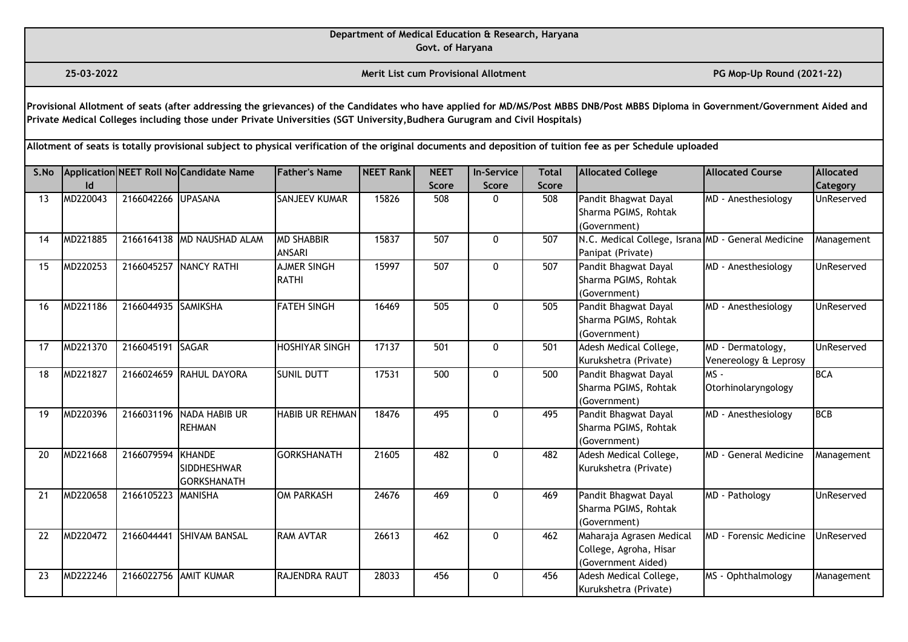**Department of Medical Education & Research, Haryana**
**Govt. of Haryana**

**25-03-2022** | **Merit List cum Provisional Allotment** | **PG Mop-Up Round (2021-22)**

**Provisional Allotment of seats (after addressing the grievances) of the Candidates who have applied for MD/MS/Post MBBS DNB/Post MBBS Diploma in Government/Government Aided and Private Medical Colleges including those under Private Universities (SGT University,Budhera Gurugram and Civil Hospitals)**

**Allotment of seats is totally provisional subject to physical verification of the original documents and deposition of tuition fee as per Schedule uploaded**

| S.No | Application Id | NEET Roll No | Candidate Name | Father's Name | NEET Rank | NEET Score | In-Service Score | Total Score | Allocated College | Allocated Course | Allocated Category |
|---|---|---|---|---|---|---|---|---|---|---|---|
| 13 | MD220043 | 2166042266 | UPASANA | SANJEEV KUMAR | 15826 | 508 | 0 | 508 | Pandit Bhagwat Dayal Sharma PGIMS, Rohtak (Government) | MD - Anesthesiology | UnReserved |
| 14 | MD221885 | 2166164138 | MD NAUSHAD ALAM | MD SHABBIR ANSARI | 15837 | 507 | 0 | 507 | N.C. Medical College, Israna Panipat (Private) | MD - General Medicine | Management |
| 15 | MD220253 | 2166045257 | NANCY RATHI | AJMER SINGH RATHI | 15997 | 507 | 0 | 507 | Pandit Bhagwat Dayal Sharma PGIMS, Rohtak (Government) | MD - Anesthesiology | UnReserved |
| 16 | MD221186 | 2166044935 | SAMIKSHA | FATEH SINGH | 16469 | 505 | 0 | 505 | Pandit Bhagwat Dayal Sharma PGIMS, Rohtak (Government) | MD - Anesthesiology | UnReserved |
| 17 | MD221370 | 2166045191 | SAGAR | HOSHIYAR SINGH | 17137 | 501 | 0 | 501 | Adesh Medical College, Kurukshetra (Private) | MD - Dermatology, Venereology & Leprosy | UnReserved |
| 18 | MD221827 | 2166024659 | RAHUL DAYORA | SUNIL DUTT | 17531 | 500 | 0 | 500 | Pandit Bhagwat Dayal Sharma PGIMS, Rohtak (Government) | MS - Otorhinolaryngology | BCA |
| 19 | MD220396 | 2166031196 | NADA HABIB UR REHMAN | HABIB UR REHMAN | 18476 | 495 | 0 | 495 | Pandit Bhagwat Dayal Sharma PGIMS, Rohtak (Government) | MD - Anesthesiology | BCB |
| 20 | MD221668 | 2166079594 | KHANDE SIDDHESHWAR GORKSHANATH | GORKSHANATH | 21605 | 482 | 0 | 482 | Adesh Medical College, Kurukshetra (Private) | MD - General Medicine | Management |
| 21 | MD220658 | 2166105223 | MANISHA | OM PARKASH | 24676 | 469 | 0 | 469 | Pandit Bhagwat Dayal Sharma PGIMS, Rohtak (Government) | MD - Pathology | UnReserved |
| 22 | MD220472 | 2166044441 | SHIVAM BANSAL | RAM AVTAR | 26613 | 462 | 0 | 462 | Maharaja Agrasen Medical College, Agroha, Hisar (Government Aided) | MD - Forensic Medicine | UnReserved |
| 23 | MD222246 | 2166022756 | AMIT KUMAR | RAJENDRA RAUT | 28033 | 456 | 0 | 456 | Adesh Medical College, Kurukshetra (Private) | MS - Ophthalmology | Management |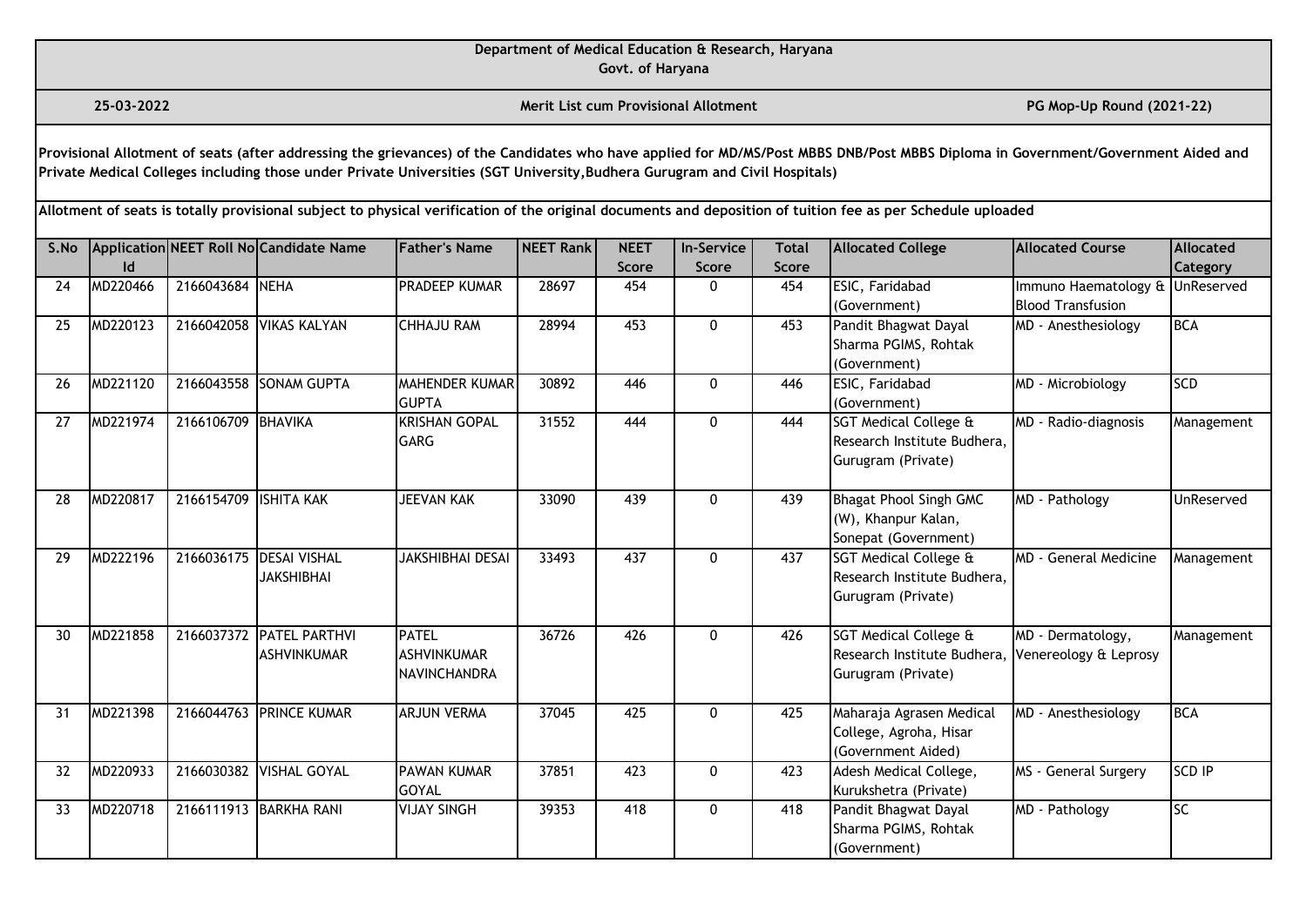**Department of Medical Education & Research, Haryana**
**Govt. of Haryana**

**25-03-2022** | **Merit List cum Provisional Allotment** | **PG Mop-Up Round (2021-22)**

**Provisional Allotment of seats (after addressing the grievances) of the Candidates who have applied for MD/MS/Post MBBS DNB/Post MBBS Diploma in Government/Government Aided and Private Medical Colleges including those under Private Universities (SGT University,Budhera Gurugram and Civil Hospitals)**

**Allotment of seats is totally provisional subject to physical verification of the original documents and deposition of tuition fee as per Schedule uploaded**

| S.No | Application Id | NEET Roll No | Candidate Name | Father's Name | NEET Rank | NEET Score | In-Service Score | Total Score | Allocated College | Allocated Course | Allocated Category |
|---|---|---|---|---|---|---|---|---|---|---|---|
| 24 | MD220466 | 2166043684 | NEHA | PRADEEP KUMAR | 28697 | 454 | 0 | 454 | ESIC, Faridabad (Government) | Immuno Haematology & Blood Transfusion | UnReserved |
| 25 | MD220123 | 2166042058 | VIKAS KALYAN | CHHAJU RAM | 28994 | 453 | 0 | 453 | Pandit Bhagwat Dayal Sharma PGIMS, Rohtak (Government) | MD - Anesthesiology | BCA |
| 26 | MD221120 | 2166043558 | SONAM GUPTA | MAHENDER KUMAR GUPTA | 30892 | 446 | 0 | 446 | ESIC, Faridabad (Government) | MD - Microbiology | SCD |
| 27 | MD221974 | 2166106709 | BHAVIKA | KRISHAN GOPAL GARG | 31552 | 444 | 0 | 444 | SGT Medical College & Research Institute Budhera, Gurugram (Private) | MD - Radio-diagnosis | Management |
| 28 | MD220817 | 2166154709 | ISHITA KAK | JEEVAN KAK | 33090 | 439 | 0 | 439 | Bhagat Phool Singh GMC (W), Khanpur Kalan, Sonepat (Government) | MD - Pathology | UnReserved |
| 29 | MD222196 | 2166036175 | DESAI VISHAL JAKSHIBHAI | JAKSHIBHAI DESAI | 33493 | 437 | 0 | 437 | SGT Medical College & Research Institute Budhera, Gurugram (Private) | MD - General Medicine | Management |
| 30 | MD221858 | 2166037372 | PATEL PARTHVI ASHVINKUMAR | PATEL ASHVINKUMAR NAVINCHANDRA | 36726 | 426 | 0 | 426 | SGT Medical College & Research Institute Budhera, Gurugram (Private) | MD - Dermatology, Venereology & Leprosy | Management |
| 31 | MD221398 | 2166044763 | PRINCE KUMAR | ARJUN VERMA | 37045 | 425 | 0 | 425 | Maharaja Agrasen Medical College, Agroha, Hisar (Government Aided) | MD - Anesthesiology | BCA |
| 32 | MD220933 | 2166030382 | VISHAL GOYAL | PAWAN KUMAR GOYAL | 37851 | 423 | 0 | 423 | Adesh Medical College, Kurukshetra (Private) | MS - General Surgery | SCD IP |
| 33 | MD220718 | 2166111913 | BARKHA RANI | VIJAY SINGH | 39353 | 418 | 0 | 418 | Pandit Bhagwat Dayal Sharma PGIMS, Rohtak (Government) | MD - Pathology | SC |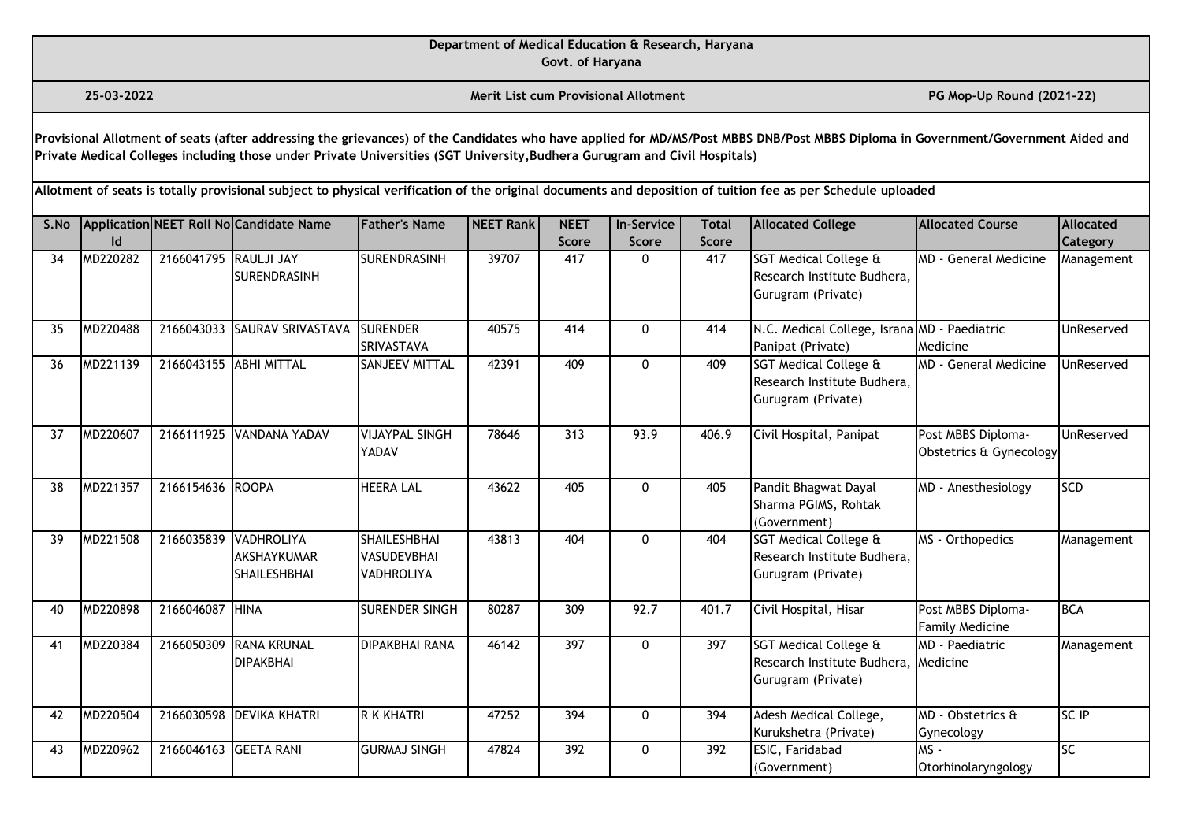**Department of Medical Education & Research, Haryana**
**Govt. of Haryana**

**25-03-2022** | **Merit List cum Provisional Allotment** | **PG Mop-Up Round (2021-22)**

**Provisional Allotment of seats (after addressing the grievances) of the Candidates who have applied for MD/MS/Post MBBS DNB/Post MBBS Diploma in Government/Government Aided and Private Medical Colleges including those under Private Universities (SGT University,Budhera Gurugram and Civil Hospitals)**

**Allotment of seats is totally provisional subject to physical verification of the original documents and deposition of tuition fee as per Schedule uploaded**

| S.No | Application Id | NEET Roll No | Candidate Name | Father's Name | NEET Rank | NEET Score | In-Service Score | Total Score | Allocated College | Allocated Course | Allocated Category |
|---|---|---|---|---|---|---|---|---|---|---|---|
| 34 | MD220282 | 2166041795 | RAULJI JAY SURENDRASINH | SURENDRASINH | 39707 | 417 | 0 | 417 | SGT Medical College & Research Institute Budhera, Gurugram (Private) | MD - General Medicine | Management |
| 35 | MD220488 | 2166043033 | SAURAV SRIVASTAVA | SURENDER SRIVASTAVA | 40575 | 414 | 0 | 414 | N.C. Medical College, Israna Panipat (Private) | MD - Paediatric Medicine | UnReserved |
| 36 | MD221139 | 2166043155 | ABHI MITTAL | SANJEEV MITTAL | 42391 | 409 | 0 | 409 | SGT Medical College & Research Institute Budhera, Gurugram (Private) | MD - General Medicine | UnReserved |
| 37 | MD220607 | 2166111925 | VANDANA YADAV | VIJAYPAL SINGH YADAV | 78646 | 313 | 93.9 | 406.9 | Civil Hospital, Panipat | Post MBBS Diploma-Obstetrics & Gynecology | UnReserved |
| 38 | MD221357 | 2166154636 | ROOPA | HEERA LAL | 43622 | 405 | 0 | 405 | Pandit Bhagwat Dayal Sharma PGIMS, Rohtak (Government) | MD - Anesthesiology | SCD |
| 39 | MD221508 | 2166035839 | VADHROLIYA AKSHAYKUMAR SHAILESHBHAI | SHAILESHBHAI VASUDEVBHAI VADHROLIYA | 43813 | 404 | 0 | 404 | SGT Medical College & Research Institute Budhera, Gurugram (Private) | MS - Orthopedics | Management |
| 40 | MD220898 | 2166046087 | HINA | SURENDER SINGH | 80287 | 309 | 92.7 | 401.7 | Civil Hospital, Hisar | Post MBBS Diploma-Family Medicine | BCA |
| 41 | MD220384 | 2166050309 | RANA KRUNAL DIPAKBHAI | DIPAKBHAI RANA | 46142 | 397 | 0 | 397 | SGT Medical College & Research Institute Budhera, Gurugram (Private) | MD - Paediatric Medicine | Management |
| 42 | MD220504 | 2166030598 | DEVIKA KHATRI | R K KHATRI | 47252 | 394 | 0 | 394 | Adesh Medical College, Kurukshetra (Private) | MD - Obstetrics & Gynecology | SC IP |
| 43 | MD220962 | 2166046163 | GEETA RANI | GURMAJ SINGH | 47824 | 392 | 0 | 392 | ESIC, Faridabad (Government) | MS - Otorhinolaryngology | SC |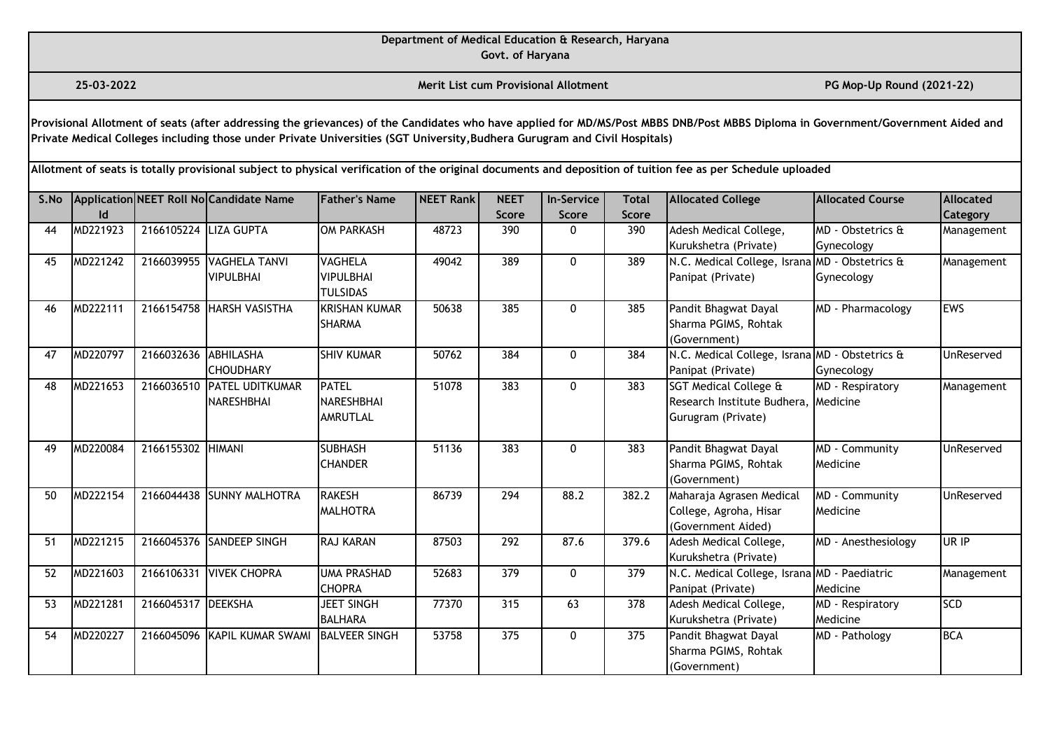**Department of Medical Education & Research, Haryana**
**Govt. of Haryana**

**25-03-2022** | **Merit List cum Provisional Allotment** | **PG Mop-Up Round (2021-22)**

**Provisional Allotment of seats (after addressing the grievances) of the Candidates who have applied for MD/MS/Post MBBS DNB/Post MBBS Diploma in Government/Government Aided and Private Medical Colleges including those under Private Universities (SGT University,Budhera Gurugram and Civil Hospitals)**

**Allotment of seats is totally provisional subject to physical verification of the original documents and deposition of tuition fee as per Schedule uploaded**

| S.No | Application Id | NEET Roll No | Candidate Name | Father's Name | NEET Rank | NEET Score | In-Service Score | Total Score | Allocated College | Allocated Course | Allocated Category |
|---|---|---|---|---|---|---|---|---|---|---|---|
| 44 | MD221923 | 2166105224 | LIZA GUPTA | OM PARKASH | 48723 | 390 | 0 | 390 | Adesh Medical College, Kurukshetra (Private) | MD - Obstetrics & Gynecology | Management |
| 45 | MD221242 | 2166039955 | VAGHELA TANVI VIPULBHAI | VAGHELA VIPULBHAI TULSIDAS | 49042 | 389 | 0 | 389 | N.C. Medical College, Israna Panipat (Private) | MD - Obstetrics & Gynecology | Management |
| 46 | MD222111 | 2166154758 | HARSH VASISTHA | KRISHAN KUMAR SHARMA | 50638 | 385 | 0 | 385 | Pandit Bhagwat Dayal Sharma PGIMS, Rohtak (Government) | MD - Pharmacology | EWS |
| 47 | MD220797 | 2166032636 | ABHILASHA CHOUDHARY | SHIV KUMAR | 50762 | 384 | 0 | 384 | N.C. Medical College, Israna Panipat (Private) | MD - Obstetrics & Gynecology | UnReserved |
| 48 | MD221653 | 2166036510 | PATEL UDITKUMAR NARESHBHAI | PATEL NARESHBHAI AMRUTLAL | 51078 | 383 | 0 | 383 | SGT Medical College & Research Institute Budhera, Gurugram (Private) | MD - Respiratory Medicine | Management |
| 49 | MD220084 | 2166155302 | HIMANI | SUBHASH CHANDER | 51136 | 383 | 0 | 383 | Pandit Bhagwat Dayal Sharma PGIMS, Rohtak (Government) | MD - Community Medicine | UnReserved |
| 50 | MD222154 | 2166044438 | SUNNY MALHOTRA | RAKESH MALHOTRA | 86739 | 294 | 88.2 | 382.2 | Maharaja Agrasen Medical College, Agroha, Hisar (Government Aided) | MD - Community Medicine | UnReserved |
| 51 | MD221215 | 2166045376 | SANDEEP SINGH | RAJ KARAN | 87503 | 292 | 87.6 | 379.6 | Adesh Medical College, Kurukshetra (Private) | MD - Anesthesiology | UR IP |
| 52 | MD221603 | 2166106331 | VIVEK CHOPRA | UMA PRASHAD CHOPRA | 52683 | 379 | 0 | 379 | N.C. Medical College, Israna Panipat (Private) | MD - Paediatric Medicine | Management |
| 53 | MD221281 | 2166045317 | DEEKSHA | JEET SINGH BALHARA | 77370 | 315 | 63 | 378 | Adesh Medical College, Kurukshetra (Private) | MD - Respiratory Medicine | SCD |
| 54 | MD220227 | 2166045096 | KAPIL KUMAR SWAMI | BALVEER SINGH | 53758 | 375 | 0 | 375 | Pandit Bhagwat Dayal Sharma PGIMS, Rohtak (Government) | MD - Pathology | BCA |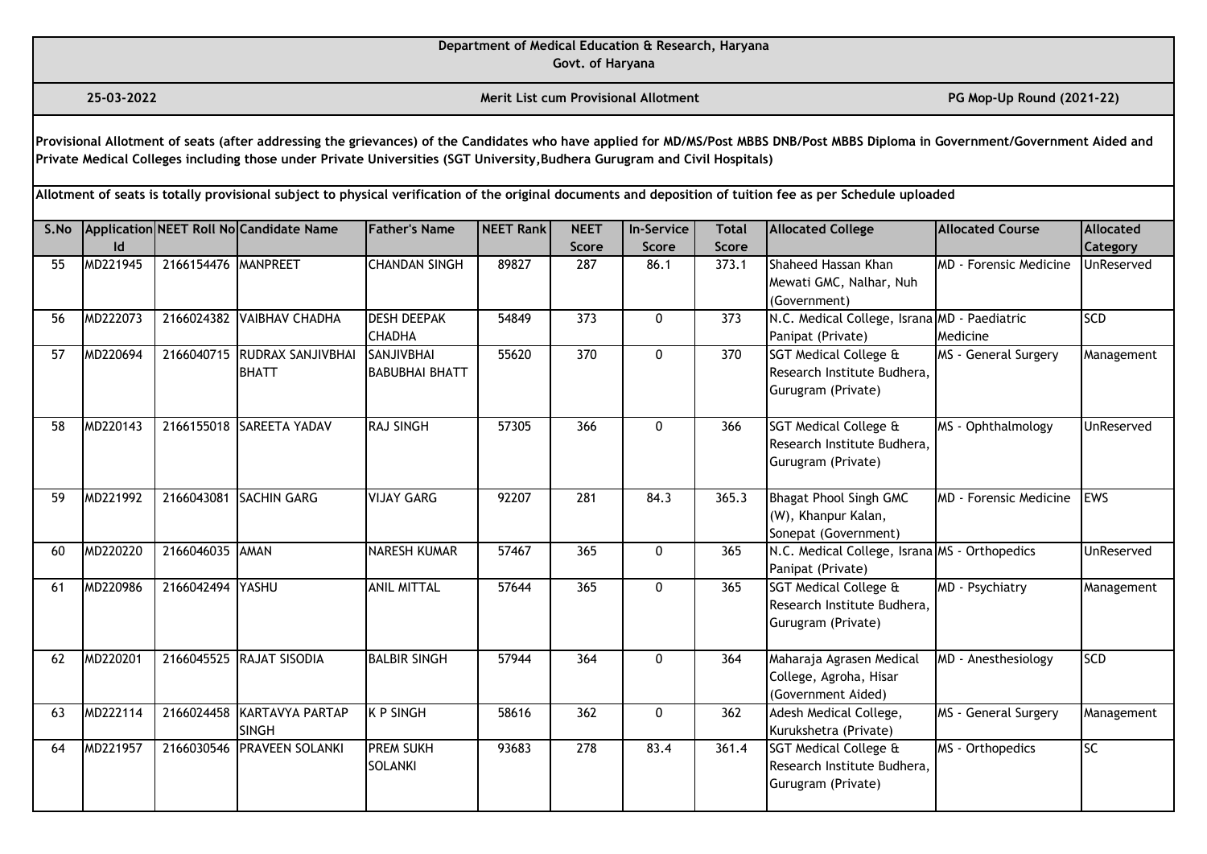**Department of Medical Education & Research, Haryana**
**Govt. of Haryana**

**25-03-2022** | **Merit List cum Provisional Allotment** | **PG Mop-Up Round (2021-22)**

**Provisional Allotment of seats (after addressing the grievances) of the Candidates who have applied for MD/MS/Post MBBS DNB/Post MBBS Diploma in Government/Government Aided and Private Medical Colleges including those under Private Universities (SGT University,Budhera Gurugram and Civil Hospitals)**

**Allotment of seats is totally provisional subject to physical verification of the original documents and deposition of tuition fee as per Schedule uploaded**

| S.No | Application Id | NEET Roll No | Candidate Name | Father's Name | NEET Rank | NEET Score | In-Service Score | Total Score | Allocated College | Allocated Course | Allocated Category |
|---|---|---|---|---|---|---|---|---|---|---|---|
| 55 | MD221945 | 2166154476 | MANPREET | CHANDAN SINGH | 89827 | 287 | 86.1 | 373.1 | Shaheed Hassan Khan Mewati GMC, Nalhar, Nuh (Government) | MD - Forensic Medicine | UnReserved |
| 56 | MD222073 | 2166024382 | VAIBHAV CHADHA | DESH DEEPAK CHADHA | 54849 | 373 | 0 | 373 | N.C. Medical College, Israna Panipat (Private) | MD - Paediatric Medicine | SCD |
| 57 | MD220694 | 2166040715 | RUDRAX SANJIVBHAI BHATT | SANJIVBHAI BABUBHAI BHATT | 55620 | 370 | 0 | 370 | SGT Medical College & Research Institute Budhera, Gurugram (Private) | MS - General Surgery | Management |
| 58 | MD220143 | 2166155018 | SAREETA YADAV | RAJ SINGH | 57305 | 366 | 0 | 366 | SGT Medical College & Research Institute Budhera, Gurugram (Private) | MS - Ophthalmology | UnReserved |
| 59 | MD221992 | 2166043081 | SACHIN GARG | VIJAY GARG | 92207 | 281 | 84.3 | 365.3 | Bhagat Phool Singh GMC (W), Khanpur Kalan, Sonepat (Government) | MD - Forensic Medicine | EWS |
| 60 | MD220220 | 2166046035 | AMAN | NARESH KUMAR | 57467 | 365 | 0 | 365 | N.C. Medical College, Israna Panipat (Private) | MS - Orthopedics | UnReserved |
| 61 | MD220986 | 2166042494 | YASHU | ANIL MITTAL | 57644 | 365 | 0 | 365 | SGT Medical College & Research Institute Budhera, Gurugram (Private) | MD - Psychiatry | Management |
| 62 | MD220201 | 2166045525 | RAJAT SISODIA | BALBIR SINGH | 57944 | 364 | 0 | 364 | Maharaja Agrasen Medical College, Agroha, Hisar (Government Aided) | MD - Anesthesiology | SCD |
| 63 | MD222114 | 2166024458 | KARTAVYA PARTAP SINGH | K P SINGH | 58616 | 362 | 0 | 362 | Adesh Medical College, Kurukshetra (Private) | MS - General Surgery | Management |
| 64 | MD221957 | 2166030546 | PRAVEEN SOLANKI | PREM SUKH SOLANKI | 93683 | 278 | 83.4 | 361.4 | SGT Medical College & Research Institute Budhera, Gurugram (Private) | MS - Orthopedics | SC |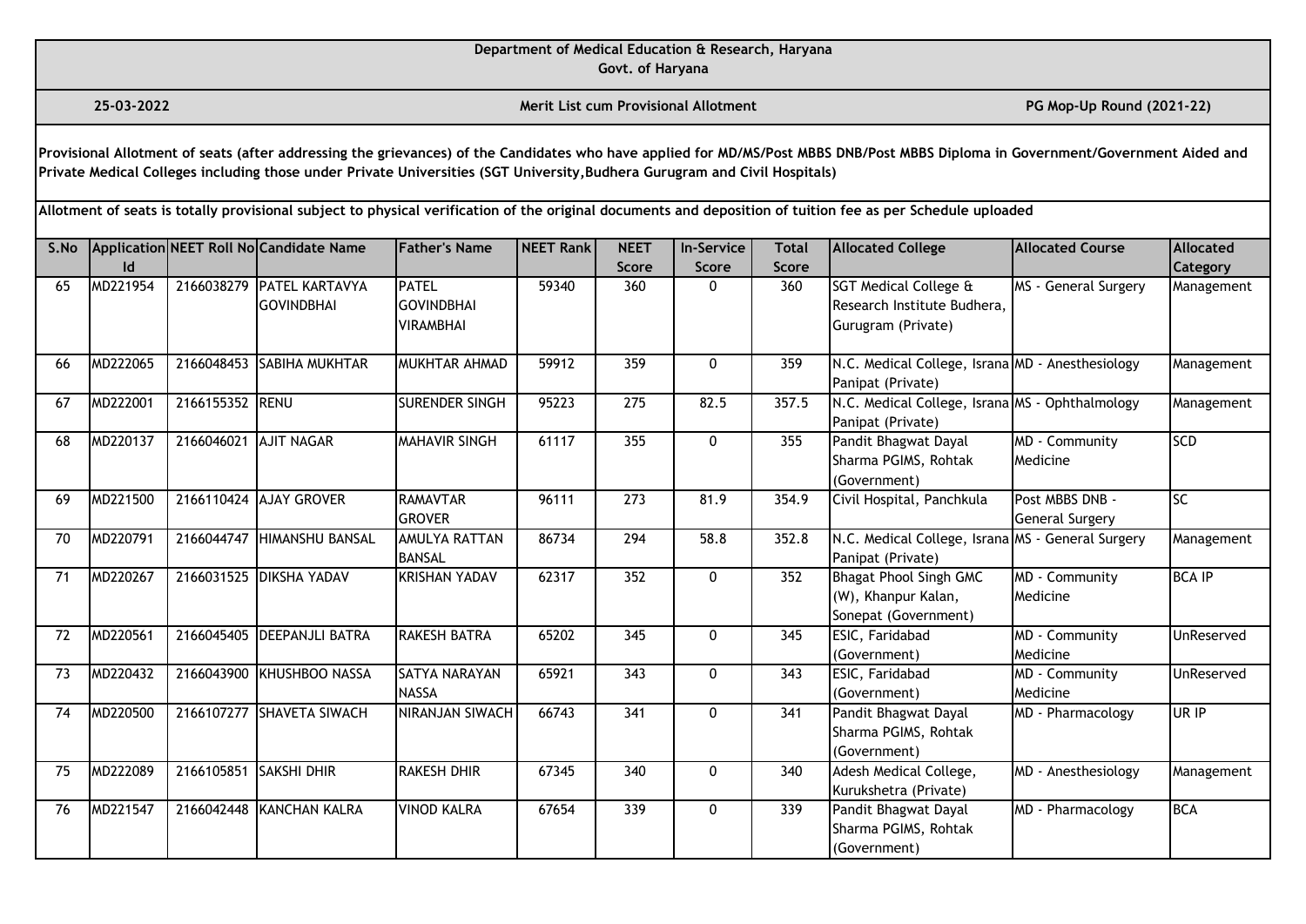**Department of Medical Education & Research, Haryana**
**Govt. of Haryana**

**25-03-2022** **Merit List cum Provisional Allotment** **PG Mop-Up Round (2021-22)**

**Provisional Allotment of seats (after addressing the grievances) of the Candidates who have applied for MD/MS/Post MBBS DNB/Post MBBS Diploma in Government/Government Aided and Private Medical Colleges including those under Private Universities (SGT University,Budhera Gurugram and Civil Hospitals)**

**Allotment of seats is totally provisional subject to physical verification of the original documents and deposition of tuition fee as per Schedule uploaded**

| S.No | Application Id | NEET Roll No | Candidate Name | Father's Name | NEET Rank | NEET Score | In-Service Score | Total Score | Allocated College | Allocated Course | Allocated Category |
|---|---|---|---|---|---|---|---|---|---|---|---|
| 65 | MD221954 | 2166038279 | PATEL KARTAVYA GOVINDBHAI | PATEL GOVINDBHAI VIRAMBHAI | 59340 | 360 | 0 | 360 | SGT Medical College & Research Institute Budhera, Gurugram (Private) | MS - General Surgery | Management |
| 66 | MD222065 | 2166048453 | SABIHA MUKHTAR | MUKHTAR AHMAD | 59912 | 359 | 0 | 359 | N.C. Medical College, Israna Panipat (Private) | MD - Anesthesiology | Management |
| 67 | MD222001 | 2166155352 | RENU | SURENDER SINGH | 95223 | 275 | 82.5 | 357.5 | N.C. Medical College, Israna Panipat (Private) | MS - Ophthalmology | Management |
| 68 | MD220137 | 2166046021 | AJIT NAGAR | MAHAVIR SINGH | 61117 | 355 | 0 | 355 | Pandit Bhagwat Dayal Sharma PGIMS, Rohtak (Government) | MD - Community Medicine | SCD |
| 69 | MD221500 | 2166110424 | AJAY GROVER | RAMAVTAR GROVER | 96111 | 273 | 81.9 | 354.9 | Civil Hospital, Panchkula | Post MBBS DNB - General Surgery | SC |
| 70 | MD220791 | 2166044747 | HIMANSHU BANSAL | AMULYA RATTAN BANSAL | 86734 | 294 | 58.8 | 352.8 | N.C. Medical College, Israna Panipat (Private) | MS - General Surgery | Management |
| 71 | MD220267 | 2166031525 | DIKSHA YADAV | KRISHAN YADAV | 62317 | 352 | 0 | 352 | Bhagat Phool Singh GMC (W), Khanpur Kalan, Sonepat (Government) | MD - Community Medicine | BCA IP |
| 72 | MD220561 | 2166045405 | DEEPANJLI BATRA | RAKESH BATRA | 65202 | 345 | 0 | 345 | ESIC, Faridabad (Government) | MD - Community Medicine | UnReserved |
| 73 | MD220432 | 2166043900 | KHUSHBOO NASSA | SATYA NARAYAN NASSA | 65921 | 343 | 0 | 343 | ESIC, Faridabad (Government) | MD - Community Medicine | UnReserved |
| 74 | MD220500 | 2166107277 | SHAVETA SIWACH | NIRANJAN SIWACH | 66743 | 341 | 0 | 341 | Pandit Bhagwat Dayal Sharma PGIMS, Rohtak (Government) | MD - Pharmacology | UR IP |
| 75 | MD222089 | 2166105851 | SAKSHI DHIR | RAKESH DHIR | 67345 | 340 | 0 | 340 | Adesh Medical College, Kurukshetra (Private) | MD - Anesthesiology | Management |
| 76 | MD221547 | 2166042448 | KANCHAN KALRA | VINOD KALRA | 67654 | 339 | 0 | 339 | Pandit Bhagwat Dayal Sharma PGIMS, Rohtak (Government) | MD - Pharmacology | BCA |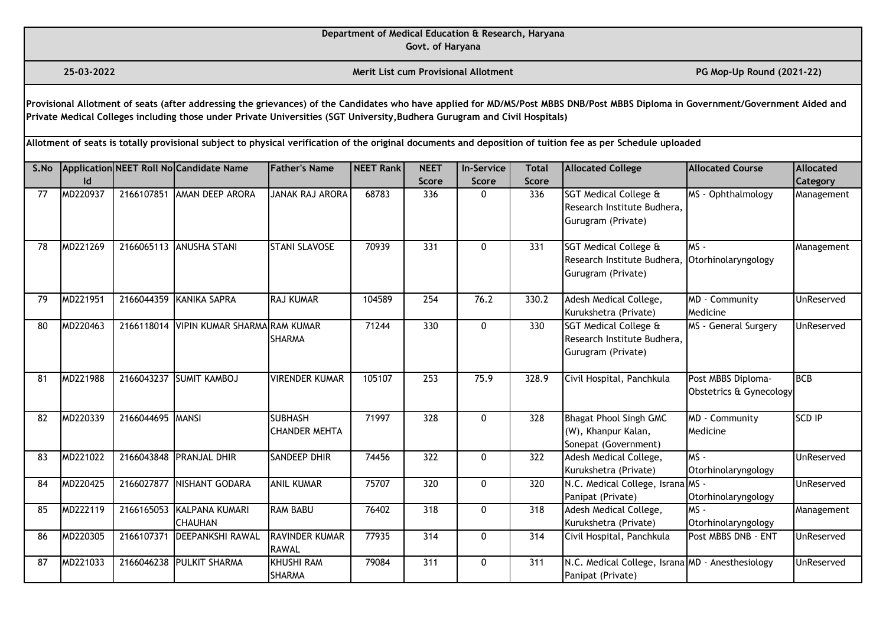**Department of Medical Education & Research, Haryana**
**Govt. of Haryana**

**25-03-2022** | **Merit List cum Provisional Allotment** | **PG Mop-Up Round (2021-22)**

**Provisional Allotment of seats (after addressing the grievances) of the Candidates who have applied for MD/MS/Post MBBS DNB/Post MBBS Diploma in Government/Government Aided and Private Medical Colleges including those under Private Universities (SGT University,Budhera Gurugram and Civil Hospitals)**

**Allotment of seats is totally provisional subject to physical verification of the original documents and deposition of tuition fee as per Schedule uploaded**

| S.No | Application Id | NEET Roll No | Candidate Name | Father's Name | NEET Rank | NEET Score | In-Service Score | Total Score | Allocated College | Allocated Course | Allocated Category |
|---|---|---|---|---|---|---|---|---|---|---|---|
| 77 | MD220937 | 2166107851 | AMAN DEEP ARORA | JANAK RAJ ARORA | 68783 | 336 | 0 | 336 | SGT Medical College & Research Institute Budhera, Gurugram (Private) | MS - Ophthalmology | Management |
| 78 | MD221269 | 2166065113 | ANUSHA STANI | STANI SLAVOSE | 70939 | 331 | 0 | 331 | SGT Medical College & Research Institute Budhera, Gurugram (Private) | MS - Otorhinolaryngology | Management |
| 79 | MD221951 | 2166044359 | KANIKA SAPRA | RAJ KUMAR | 104589 | 254 | 76.2 | 330.2 | Adesh Medical College, Kurukshetra (Private) | MD - Community Medicine | UnReserved |
| 80 | MD220463 | 2166118014 | VIPIN KUMAR SHARMA | RAM KUMAR SHARMA | 71244 | 330 | 0 | 330 | SGT Medical College & Research Institute Budhera, Gurugram (Private) | MS - General Surgery | UnReserved |
| 81 | MD221988 | 2166043237 | SUMIT KAMBOJ | VIRENDER KUMAR | 105107 | 253 | 75.9 | 328.9 | Civil Hospital, Panchkula | Post MBBS Diploma-Obstetrics & Gynecology | BCB |
| 82 | MD220339 | 2166044695 | MANSI | SUBHASH CHANDER MEHTA | 71997 | 328 | 0 | 328 | Bhagat Phool Singh GMC (W), Khanpur Kalan, Sonepat (Government) | MD - Community Medicine | SCD IP |
| 83 | MD221022 | 2166043848 | PRANJAL DHIR | SANDEEP DHIR | 74456 | 322 | 0 | 322 | Adesh Medical College, Kurukshetra (Private) | MS - Otorhinolaryngology | UnReserved |
| 84 | MD220425 | 2166027877 | NISHANT GODARA | ANIL KUMAR | 75707 | 320 | 0 | 320 | N.C. Medical College, Israna Panipat (Private) | MS - Otorhinolaryngology | UnReserved |
| 85 | MD222119 | 2166165053 | KALPANA KUMARI CHAUHAN | RAM BABU | 76402 | 318 | 0 | 318 | Adesh Medical College, Kurukshetra (Private) | MS - Otorhinolaryngology | Management |
| 86 | MD220305 | 2166107371 | DEEPANKSHI RAWAL | RAVINDER KUMAR RAWAL | 77935 | 314 | 0 | 314 | Civil Hospital, Panchkula | Post MBBS DNB - ENT | UnReserved |
| 87 | MD221033 | 2166046238 | PULKIT SHARMA | KHUSHI RAM SHARMA | 79084 | 311 | 0 | 311 | N.C. Medical College, Israna Panipat (Private) | MD - Anesthesiology | UnReserved |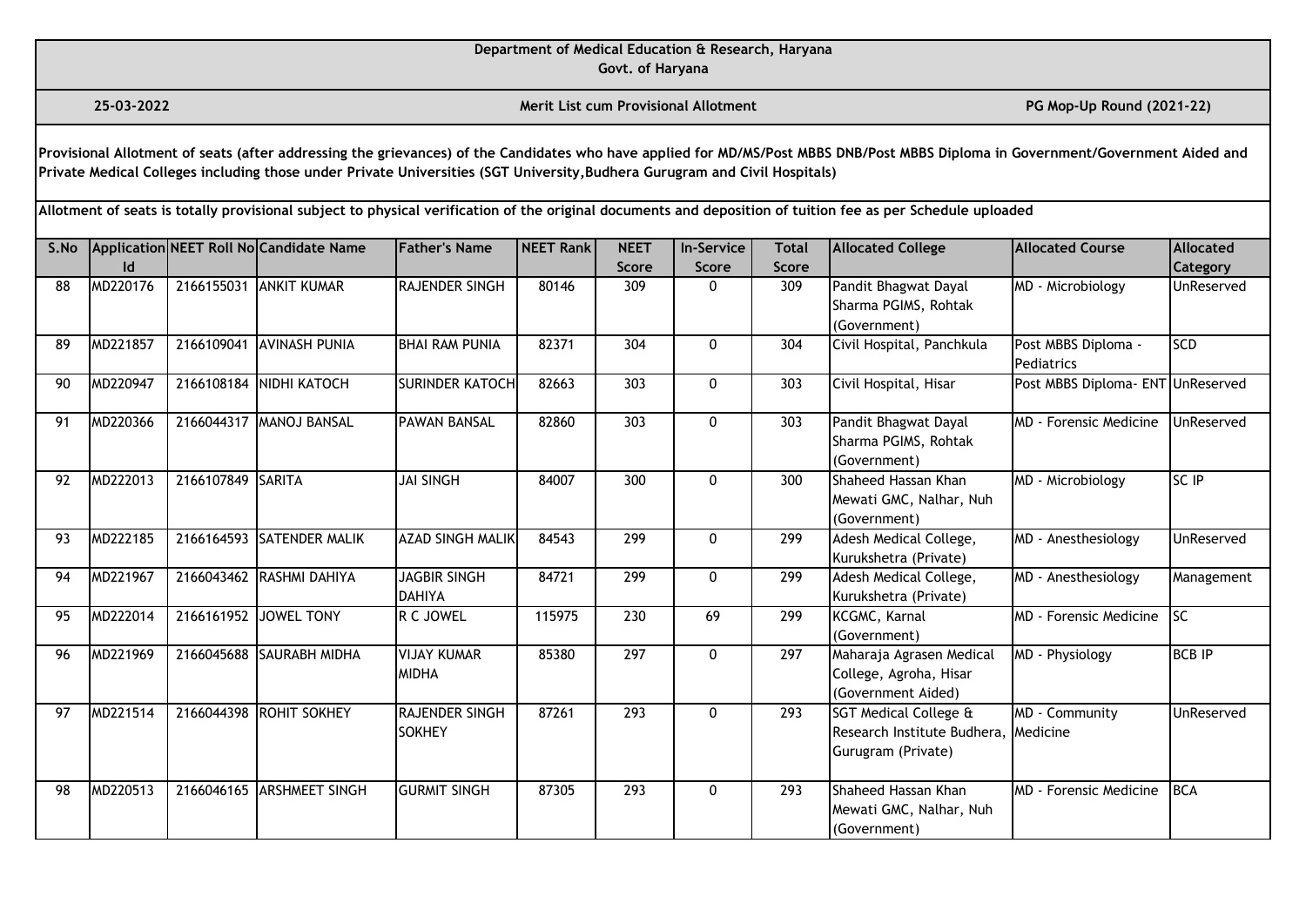**Department of Medical Education & Research, Haryana**
**Govt. of Haryana**

**25-03-2022** | **Merit List cum Provisional Allotment** | **PG Mop-Up Round (2021-22)**

**Provisional Allotment of seats (after addressing the grievances) of the Candidates who have applied for MD/MS/Post MBBS DNB/Post MBBS Diploma in Government/Government Aided and Private Medical Colleges including those under Private Universities (SGT University,Budhera Gurugram and Civil Hospitals)**

**Allotment of seats is totally provisional subject to physical verification of the original documents and deposition of tuition fee as per Schedule uploaded**

| S.No | Application Id | NEET Roll No | Candidate Name | Father's Name | NEET Rank | NEET Score | In-Service Score | Total Score | Allocated College | Allocated Course | Allocated Category |
|---|---|---|---|---|---|---|---|---|---|---|---|
| 88 | MD220176 | 2166155031 | ANKIT KUMAR | RAJENDER SINGH | 80146 | 309 | 0 | 309 | Pandit Bhagwat Dayal Sharma PGIMS, Rohtak (Government) | MD - Microbiology | UnReserved |
| 89 | MD221857 | 2166109041 | AVINASH PUNIA | BHAI RAM PUNIA | 82371 | 304 | 0 | 304 | Civil Hospital, Panchkula | Post MBBS Diploma - Pediatrics | SCD |
| 90 | MD220947 | 2166108184 | NIDHI KATOCH | SURINDER KATOCH | 82663 | 303 | 0 | 303 | Civil Hospital, Hisar | Post MBBS Diploma- ENT | UnReserved |
| 91 | MD220366 | 2166044317 | MANOJ BANSAL | PAWAN BANSAL | 82860 | 303 | 0 | 303 | Pandit Bhagwat Dayal Sharma PGIMS, Rohtak (Government) | MD - Forensic Medicine | UnReserved |
| 92 | MD222013 | 2166107849 | SARITA | JAI SINGH | 84007 | 300 | 0 | 300 | Shaheed Hassan Khan Mewati GMC, Nalhar, Nuh (Government) | MD - Microbiology | SC IP |
| 93 | MD222185 | 2166164593 | SATENDER MALIK | AZAD SINGH MALIK | 84543 | 299 | 0 | 299 | Adesh Medical College, Kurukshetra (Private) | MD - Anesthesiology | UnReserved |
| 94 | MD221967 | 2166043462 | RASHMI DAHIYA | JAGBIR SINGH DAHIYA | 84721 | 299 | 0 | 299 | Adesh Medical College, Kurukshetra (Private) | MD - Anesthesiology | Management |
| 95 | MD222014 | 2166161952 | JOWEL TONY | R C JOWEL | 115975 | 230 | 69 | 299 | KCGMC, Karnal (Government) | MD - Forensic Medicine | SC |
| 96 | MD221969 | 2166045688 | SAURABH MIDHA | VIJAY KUMAR MIDHA | 85380 | 297 | 0 | 297 | Maharaja Agrasen Medical College, Agroha, Hisar (Government Aided) | MD - Physiology | BCB IP |
| 97 | MD221514 | 2166044398 | ROHIT SOKHEY | RAJENDER SINGH SOKHEY | 87261 | 293 | 0 | 293 | SGT Medical College & Research Institute Budhera, Gurugram (Private) | MD - Community Medicine | UnReserved |
| 98 | MD220513 | 2166046165 | ARSHMEET SINGH | GURMIT SINGH | 87305 | 293 | 0 | 293 | Shaheed Hassan Khan Mewati GMC, Nalhar, Nuh (Government) | MD - Forensic Medicine | BCA |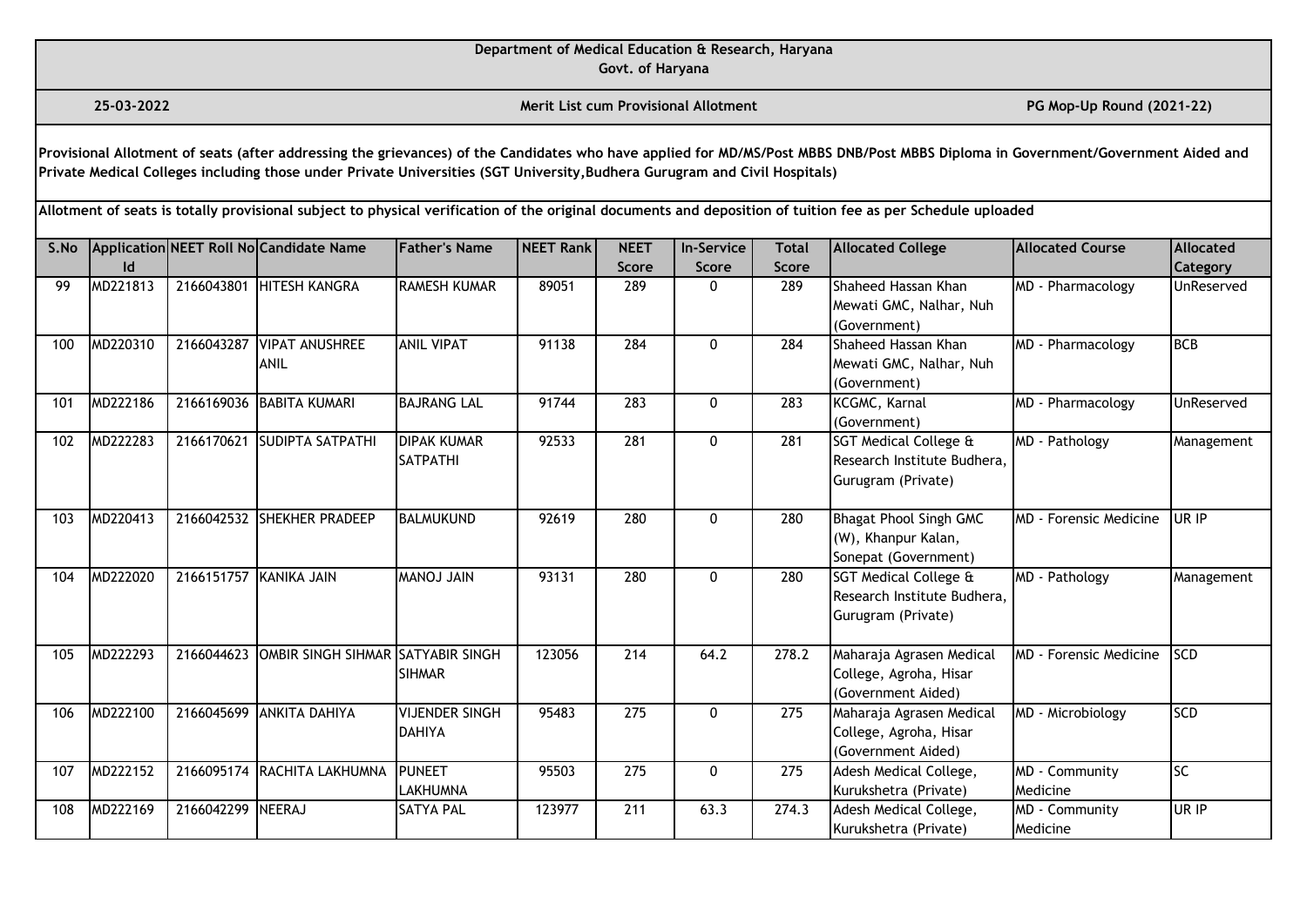Department of Medical Education & Research, Haryana
Govt. of Haryana

25-03-2022 | **Merit List cum Provisional Allotment** | PG Mop-Up Round (2021-22)

**Provisional Allotment of seats (after addressing the grievances) of the Candidates who have applied for MD/MS/Post MBBS DNB/Post MBBS Diploma in Government/Government Aided and Private Medical Colleges including those under Private Universities (SGT University,Budhera Gurugram and Civil Hospitals)**

**Allotment of seats is totally provisional subject to physical verification of the original documents and deposition of tuition fee as per Schedule uploaded**

| S.No | Application Id | NEET Roll No | Candidate Name | Father's Name | NEET Rank | NEET Score | In-Service Score | Total Score | Allocated College | Allocated Course | Allocated Category |
|---|---|---|---|---|---|---|---|---|---|---|---|
| 99 | MD221813 | 2166043801 | HITESH KANGRA | RAMESH KUMAR | 89051 | 289 | 0 | 289 | Shaheed Hassan Khan Mewati GMC, Nalhar, Nuh (Government) | MD - Pharmacology | UnReserved |
| 100 | MD220310 | 2166043287 | VIPAT ANUSHREE ANIL | ANIL VIPAT | 91138 | 284 | 0 | 284 | Shaheed Hassan Khan Mewati GMC, Nalhar, Nuh (Government) | MD - Pharmacology | BCB |
| 101 | MD222186 | 2166169036 | BABITA KUMARI | BAJRANG LAL | 91744 | 283 | 0 | 283 | KCGMC, Karnal (Government) | MD - Pharmacology | UnReserved |
| 102 | MD222283 | 2166170621 | SUDIPTA SATPATHI | DIPAK KUMAR SATPATHI | 92533 | 281 | 0 | 281 | SGT Medical College & Research Institute Budhera, Gurugram (Private) | MD - Pathology | Management |
| 103 | MD220413 | 2166042532 | SHEKHER PRADEEP | BALMUKUND | 92619 | 280 | 0 | 280 | Bhagat Phool Singh GMC (W), Khanpur Kalan, Sonepat (Government) | MD - Forensic Medicine | UR IP |
| 104 | MD222020 | 2166151757 | KANIKA JAIN | MANOJ JAIN | 93131 | 280 | 0 | 280 | SGT Medical College & Research Institute Budhera, Gurugram (Private) | MD - Pathology | Management |
| 105 | MD222293 | 2166044623 | OMBIR SINGH SIHMAR | SATYABIR SINGH SIHMAR | 123056 | 214 | 64.2 | 278.2 | Maharaja Agrasen Medical College, Agroha, Hisar (Government Aided) | MD - Forensic Medicine | SCD |
| 106 | MD222100 | 2166045699 | ANKITA DAHIYA | VIJENDER SINGH DAHIYA | 95483 | 275 | 0 | 275 | Maharaja Agrasen Medical College, Agroha, Hisar (Government Aided) | MD - Microbiology | SCD |
| 107 | MD222152 | 2166095174 | RACHITA LAKHUMNA | PUNEET LAKHUMNA | 95503 | 275 | 0 | 275 | Adesh Medical College, Kurukshetra (Private) | MD - Community Medicine | SC |
| 108 | MD222169 | 2166042299 | NEERAJ | SATYA PAL | 123977 | 211 | 63.3 | 274.3 | Adesh Medical College, Kurukshetra (Private) | MD - Community Medicine | UR IP |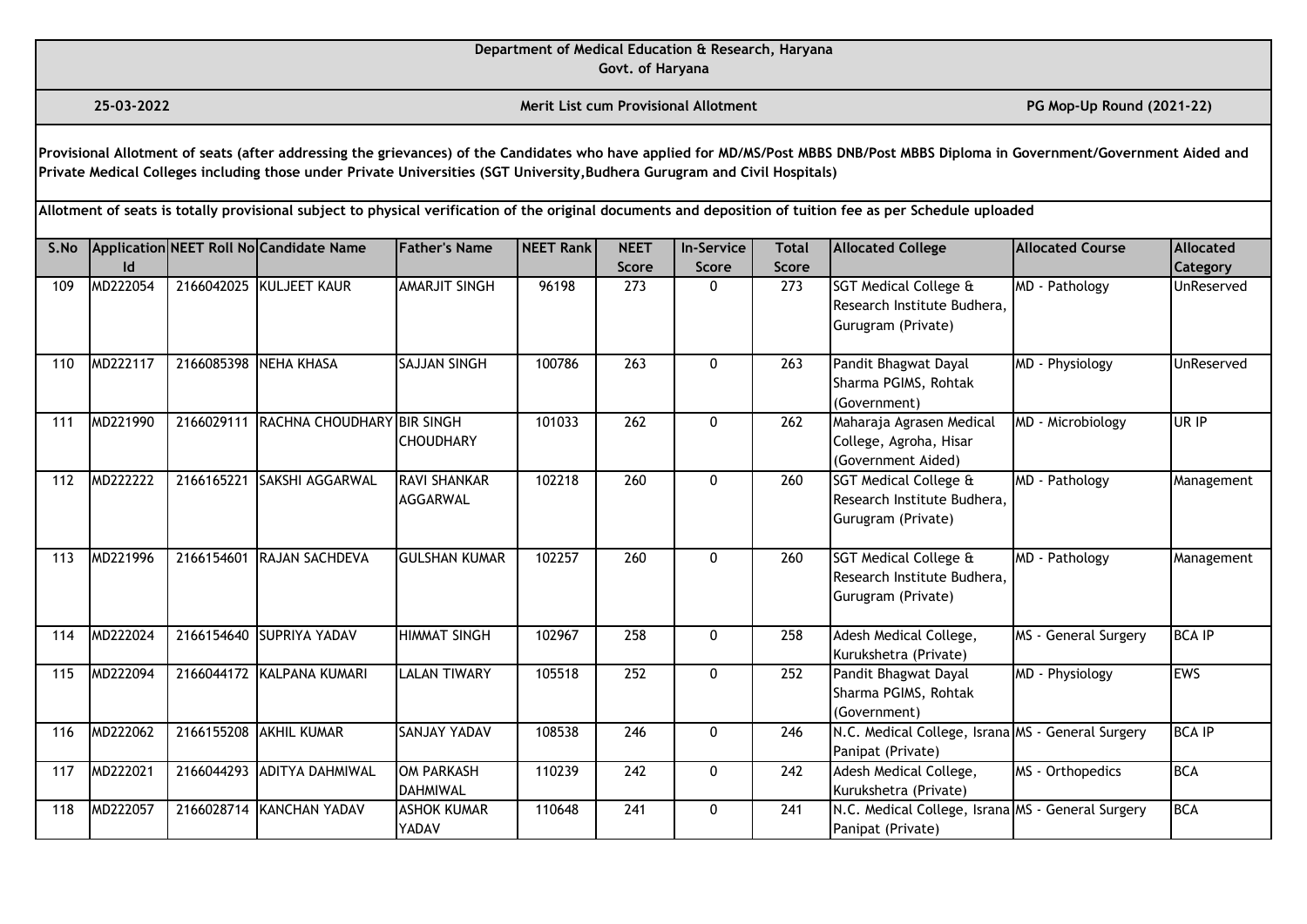**Department of Medical Education & Research, Haryana**
**Govt. of Haryana**

**25-03-2022** | **Merit List cum Provisional Allotment** | **PG Mop-Up Round (2021-22)**

**Provisional Allotment of seats (after addressing the grievances) of the Candidates who have applied for MD/MS/Post MBBS DNB/Post MBBS Diploma in Government/Government Aided and Private Medical Colleges including those under Private Universities (SGT University,Budhera Gurugram and Civil Hospitals)**

**Allotment of seats is totally provisional subject to physical verification of the original documents and deposition of tuition fee as per Schedule uploaded**

| S.No | Application Id | NEET Roll No | Candidate Name | Father's Name | NEET Rank | NEET Score | In-Service Score | Total Score | Allocated College | Allocated Course | Allocated Category |
|---|---|---|---|---|---|---|---|---|---|---|---|
| 109 | MD222054 | 2166042025 | KULJEET KAUR | AMARJIT SINGH | 96198 | 273 | 0 | 273 | SGT Medical College & Research Institute Budhera, Gurugram (Private) | MD - Pathology | UnReserved |
| 110 | MD222117 | 2166085398 | NEHA KHASA | SAJJAN SINGH | 100786 | 263 | 0 | 263 | Pandit Bhagwat Dayal Sharma PGIMS, Rohtak (Government) | MD - Physiology | UnReserved |
| 111 | MD221990 | 2166029111 | RACHNA CHOUDHARY | BIR SINGH CHOUDHARY | 101033 | 262 | 0 | 262 | Maharaja Agrasen Medical College, Agroha, Hisar (Government Aided) | MD - Microbiology | UR IP |
| 112 | MD222222 | 2166165221 | SAKSHI AGGARWAL | RAVI SHANKAR AGGARWAL | 102218 | 260 | 0 | 260 | SGT Medical College & Research Institute Budhera, Gurugram (Private) | MD - Pathology | Management |
| 113 | MD221996 | 2166154601 | RAJAN SACHDEVA | GULSHAN KUMAR | 102257 | 260 | 0 | 260 | SGT Medical College & Research Institute Budhera, Gurugram (Private) | MD - Pathology | Management |
| 114 | MD222024 | 2166154640 | SUPRIYA YADAV | HIMMAT SINGH | 102967 | 258 | 0 | 258 | Adesh Medical College, Kurukshetra (Private) | MS - General Surgery | BCA IP |
| 115 | MD222094 | 2166044172 | KALPANA KUMARI | LALAN TIWARY | 105518 | 252 | 0 | 252 | Pandit Bhagwat Dayal Sharma PGIMS, Rohtak (Government) | MD - Physiology | EWS |
| 116 | MD222062 | 2166155208 | AKHIL KUMAR | SANJAY YADAV | 108538 | 246 | 0 | 246 | N.C. Medical College, Israna Panipat (Private) | MS - General Surgery | BCA IP |
| 117 | MD222021 | 2166044293 | ADITYA DAHMIWAL | OM PARKASH DAHMIWAL | 110239 | 242 | 0 | 242 | Adesh Medical College, Kurukshetra (Private) | MS - Orthopedics | BCA |
| 118 | MD222057 | 2166028714 | KANCHAN YADAV | ASHOK KUMAR YADAV | 110648 | 241 | 0 | 241 | N.C. Medical College, Israna Panipat (Private) | MS - General Surgery | BCA |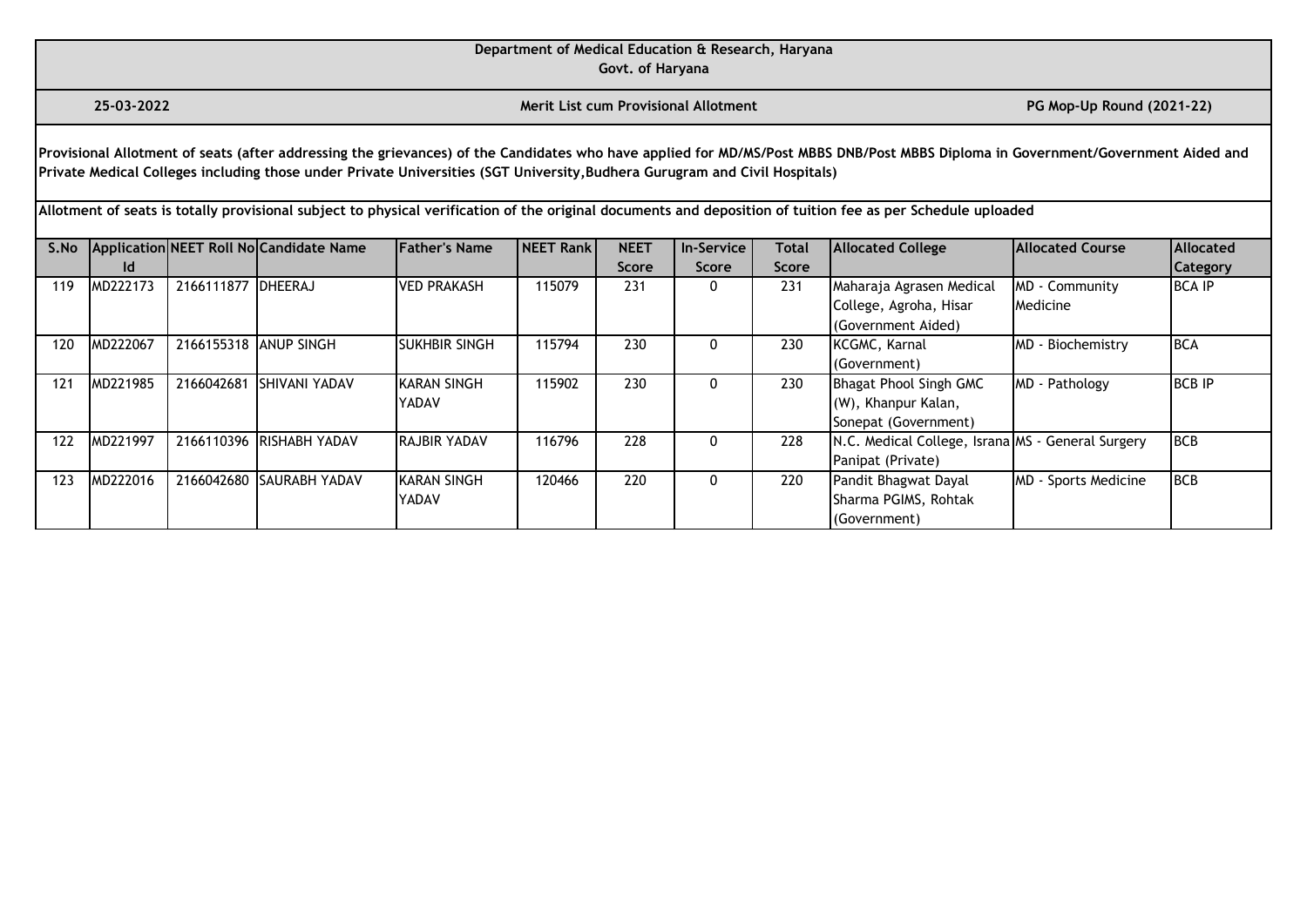Department of Medical Education & Research, Haryana
Govt. of Haryana

25-03-2022 | **Merit List cum Provisional Allotment** | **PG Mop-Up Round (2021-22)**

**Provisional Allotment of seats (after addressing the grievances) of the Candidates who have applied for MD/MS/Post MBBS DNB/Post MBBS Diploma in Government/Government Aided and Private Medical Colleges including those under Private Universities (SGT University,Budhera Gurugram and Civil Hospitals)**

**Allotment of seats is totally provisional subject to physical verification of the original documents and deposition of tuition fee as per Schedule uploaded**

| S.No | Application Id | NEET Roll No | Candidate Name | Father's Name | NEET Rank | NEET Score | In-Service Score | Total Score | Allocated College | Allocated Course | Allocated Category |
|---|---|---|---|---|---|---|---|---|---|---|---|
| 119 | MD222173 | 2166111877 | DHEERAJ | VED PRAKASH | 115079 | 231 | 0 | 231 | Maharaja Agrasen Medical College, Agroha, Hisar (Government Aided) | MD - Community Medicine | BCA IP |
| 120 | MD222067 | 2166155318 | ANUP SINGH | SUKHBIR SINGH | 115794 | 230 | 0 | 230 | KCGMC, Karnal (Government) | MD - Biochemistry | BCA |
| 121 | MD221985 | 2166042681 | SHIVANI YADAV | KARAN SINGH YADAV | 115902 | 230 | 0 | 230 | Bhagat Phool Singh GMC (W), Khanpur Kalan, Sonepat (Government) | MD - Pathology | BCB IP |
| 122 | MD221997 | 2166110396 | RISHABH YADAV | RAJBIR YADAV | 116796 | 228 | 0 | 228 | N.C. Medical College, Israna Panipat (Private) | MS - General Surgery | BCB |
| 123 | MD222016 | 2166042680 | SAURABH YADAV | KARAN SINGH YADAV | 120466 | 220 | 0 | 220 | Pandit Bhagwat Dayal Sharma PGIMS, Rohtak (Government) | MD - Sports Medicine | BCB |